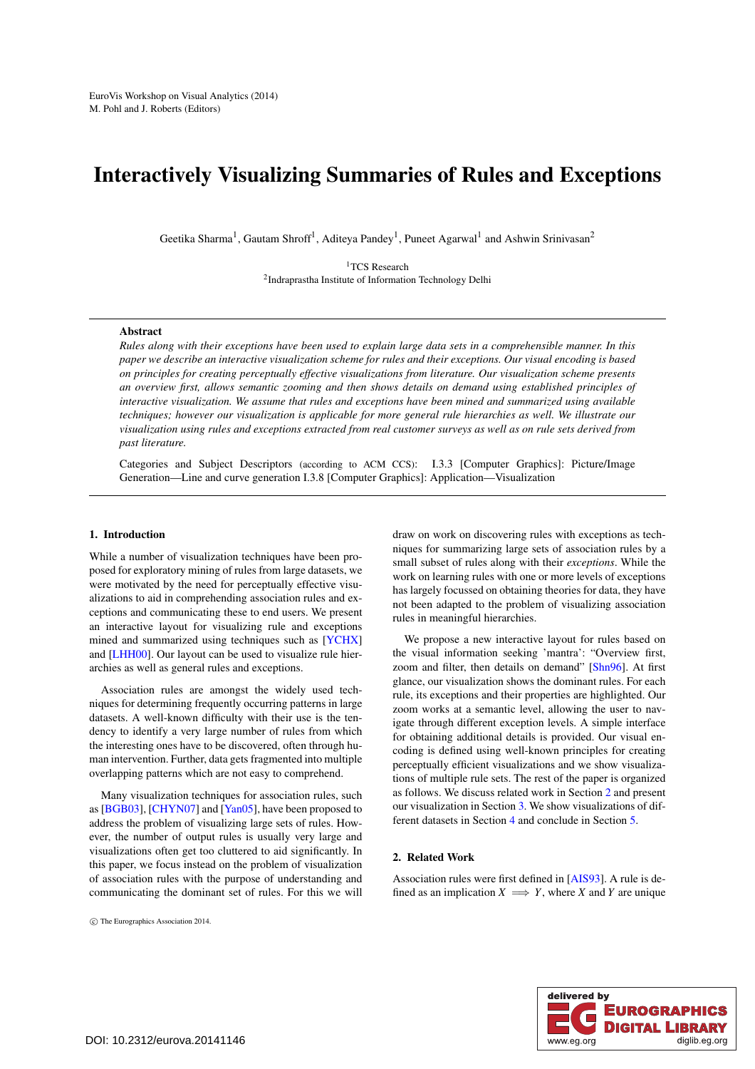# Interactively Visualizing Summaries of Rules and Exceptions

Geetika Sharma[1], Gautam Shroff[1], Aditeya Pandey[1], Puneet Agarwal[1] and Ashwin Srinivasan[2]

[1]TCS Research
[2]Indraprastha Institute of Information Technology Delhi

---

**Abstract**

*Rules along with their exceptions have been used to explain large data sets in a comprehensible manner. In this paper we describe an interactive visualization scheme for rules and their exceptions. Our visual encoding is based on principles for creating perceptually effective visualizations from literature. Our visualization scheme presents an overview first, allows semantic zooming and then shows details on demand using established principles of interactive visualization. We assume that rules and exceptions have been mined and summarized using available techniques; however our visualization is applicable for more general rule hierarchies as well. We illustrate our visualization using rules and exceptions extracted from real customer surveys as well as on rule sets derived from past literature.*

Categories and Subject Descriptors (according to ACM CCS): I.3.3 [Computer Graphics]: Picture/Image Generation—Line and curve generation I.3.8 [Computer Graphics]: Application—Visualization

---

## 1. Introduction

While a number of visualization techniques have been proposed for exploratory mining of rules from large datasets, we were motivated by the need for perceptually effective visualizations to aid in comprehending association rules and exceptions and communicating these to end users. We present an interactive layout for visualizing rule and exceptions mined and summarized using techniques such as [YCHX] and [LHH00]. Our layout can be used to visualize rule hierarchies as well as general rules and exceptions.

Association rules are amongst the widely used techniques for determining frequently occurring patterns in large datasets. A well-known difficulty with their use is the tendency to identify a very large number of rules from which the interesting ones have to be discovered, often through human intervention. Further, data gets fragmented into multiple overlapping patterns which are not easy to comprehend.

Many visualization techniques for association rules, such as [BGB03], [CHYN07] and [Yan05], have been proposed to address the problem of visualizing large sets of rules. However, the number of output rules is usually very large and visualizations often get too cluttered to aid significantly. In this paper, we focus instead on the problem of visualization of association rules with the purpose of understanding and communicating the dominant set of rules. For this we will draw on work on discovering rules with exceptions as techniques for summarizing large sets of association rules by a small subset of rules along with their *exceptions*. While the work on learning rules with one or more levels of exceptions has largely focussed on obtaining theories for data, they have not been adapted to the problem of visualizing association rules in meaningful hierarchies.

We propose a new interactive layout for rules based on the visual information seeking 'mantra': "Overview first, zoom and filter, then details on demand" [Shn96]. At first glance, our visualization shows the dominant rules. For each rule, its exceptions and their properties are highlighted. Our zoom works at a semantic level, allowing the user to navigate through different exception levels. A simple interface for obtaining additional details is provided. Our visual encoding is defined using well-known principles for creating perceptually efficient visualizations and we show visualizations of multiple rule sets. The rest of the paper is organized as follows. We discuss related work in Section 2 and present our visualization in Section 3. We show visualizations of different datasets in Section 4 and conclude in Section 5.

## 2. Related Work

Association rules were first defined in [AIS93]. A rule is defined as an implication $X \implies Y$, where $X$ and $Y$ are unique

© The Eurographics Association 2014.

DOI: 10.2312/eurova.20141146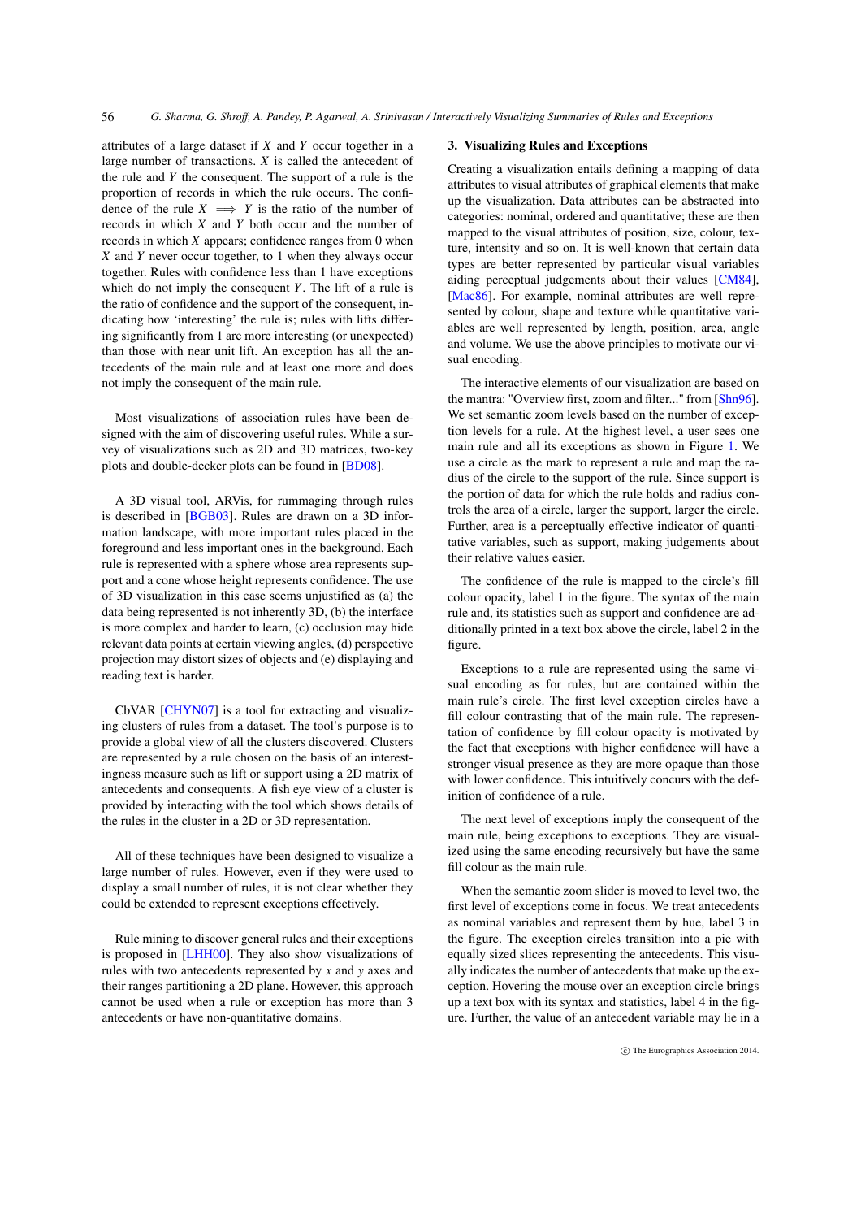attributes of a large dataset if $X$ and $Y$ occur together in a large number of transactions. $X$ is called the antecedent of the rule and $Y$ the consequent. The support of a rule is the proportion of records in which the rule occurs. The confidence of the rule $X \implies Y$ is the ratio of the number of records in which $X$ and $Y$ both occur and the number of records in which $X$ appears; confidence ranges from 0 when $X$ and $Y$ never occur together, to 1 when they always occur together. Rules with confidence less than 1 have exceptions which do not imply the consequent $Y$. The lift of a rule is the ratio of confidence and the support of the consequent, indicating how 'interesting' the rule is; rules with lifts differing significantly from 1 are more interesting (or unexpected) than those with near unit lift. An exception has all the antecedents of the main rule and at least one more and does not imply the consequent of the main rule.

Most visualizations of association rules have been designed with the aim of discovering useful rules. While a survey of visualizations such as 2D and 3D matrices, two-key plots and double-decker plots can be found in [BD08].

A 3D visual tool, ARVis, for rummaging through rules is described in [BGB03]. Rules are drawn on a 3D information landscape, with more important rules placed in the foreground and less important ones in the background. Each rule is represented with a sphere whose area represents support and a cone whose height represents confidence. The use of 3D visualization in this case seems unjustified as (a) the data being represented is not inherently 3D, (b) the interface is more complex and harder to learn, (c) occlusion may hide relevant data points at certain viewing angles, (d) perspective projection may distort sizes of objects and (e) displaying and reading text is harder.

CbVAR [CHYN07] is a tool for extracting and visualizing clusters of rules from a dataset. The tool's purpose is to provide a global view of all the clusters discovered. Clusters are represented by a rule chosen on the basis of an interestingness measure such as lift or support using a 2D matrix of antecedents and consequents. A fish eye view of a cluster is provided by interacting with the tool which shows details of the rules in the cluster in a 2D or 3D representation.

All of these techniques have been designed to visualize a large number of rules. However, even if they were used to display a small number of rules, it is not clear whether they could be extended to represent exceptions effectively.

Rule mining to discover general rules and their exceptions is proposed in [LHH00]. They also show visualizations of rules with two antecedents represented by $x$ and $y$ axes and their ranges partitioning a 2D plane. However, this approach cannot be used when a rule or exception has more than 3 antecedents or have non-quantitative domains.

## 3. Visualizing Rules and Exceptions

Creating a visualization entails defining a mapping of data attributes to visual attributes of graphical elements that make up the visualization. Data attributes can be abstracted into categories: nominal, ordered and quantitative; these are then mapped to the visual attributes of position, size, colour, texture, intensity and so on. It is well-known that certain data types are better represented by particular visual variables aiding perceptual judgements about their values [CM84], [Mac86]. For example, nominal attributes are well represented by colour, shape and texture while quantitative variables are well represented by length, position, area, angle and volume. We use the above principles to motivate our visual encoding.

The interactive elements of our visualization are based on the mantra: "Overview first, zoom and filter..." from [Shn96]. We set semantic zoom levels based on the number of exception levels for a rule. At the highest level, a user sees one main rule and all its exceptions as shown in Figure 1. We use a circle as the mark to represent a rule and map the radius of the circle to the support of the rule. Since support is the portion of data for which the rule holds and radius controls the area of a circle, larger the support, larger the circle. Further, area is a perceptually effective indicator of quantitative variables, such as support, making judgements about their relative values easier.

The confidence of the rule is mapped to the circle's fill colour opacity, label 1 in the figure. The syntax of the main rule and, its statistics such as support and confidence are additionally printed in a text box above the circle, label 2 in the figure.

Exceptions to a rule are represented using the same visual encoding as for rules, but are contained within the main rule's circle. The first level exception circles have a fill colour contrasting that of the main rule. The representation of confidence by fill colour opacity is motivated by the fact that exceptions with higher confidence will have a stronger visual presence as they are more opaque than those with lower confidence. This intuitively concurs with the definition of confidence of a rule.

The next level of exceptions imply the consequent of the main rule, being exceptions to exceptions. They are visualized using the same encoding recursively but have the same fill colour as the main rule.

When the semantic zoom slider is moved to level two, the first level of exceptions come in focus. We treat antecedents as nominal variables and represent them by hue, label 3 in the figure. The exception circles transition into a pie with equally sized slices representing the antecedents. This visually indicates the number of antecedents that make up the exception. Hovering the mouse over an exception circle brings up a text box with its syntax and statistics, label 4 in the figure. Further, the value of an antecedent variable may lie in a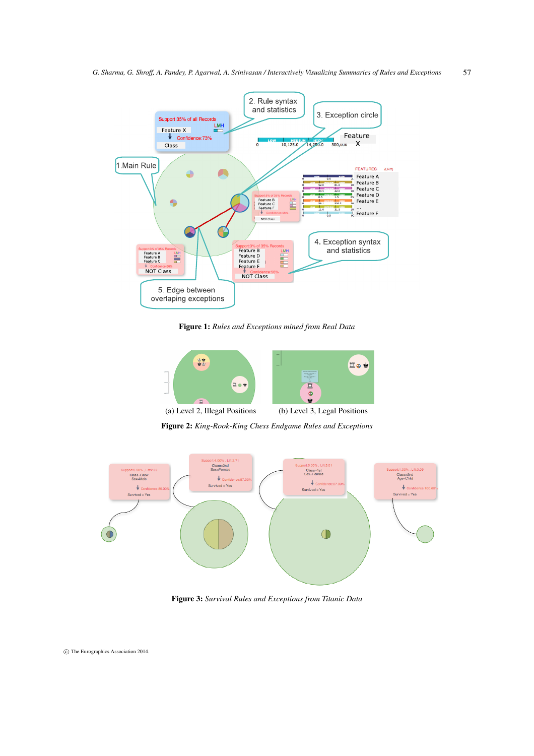**Figure 1:** *Rules and Exceptions mined from Real Data*

(a) Level 2, Illegal Positions (b) Level 3, Legal Positions

**Figure 2:** *King-Rook-King Chess Endgame Rules and Exceptions*

**Figure 3:** *Survival Rules and Exceptions from Titanic Data*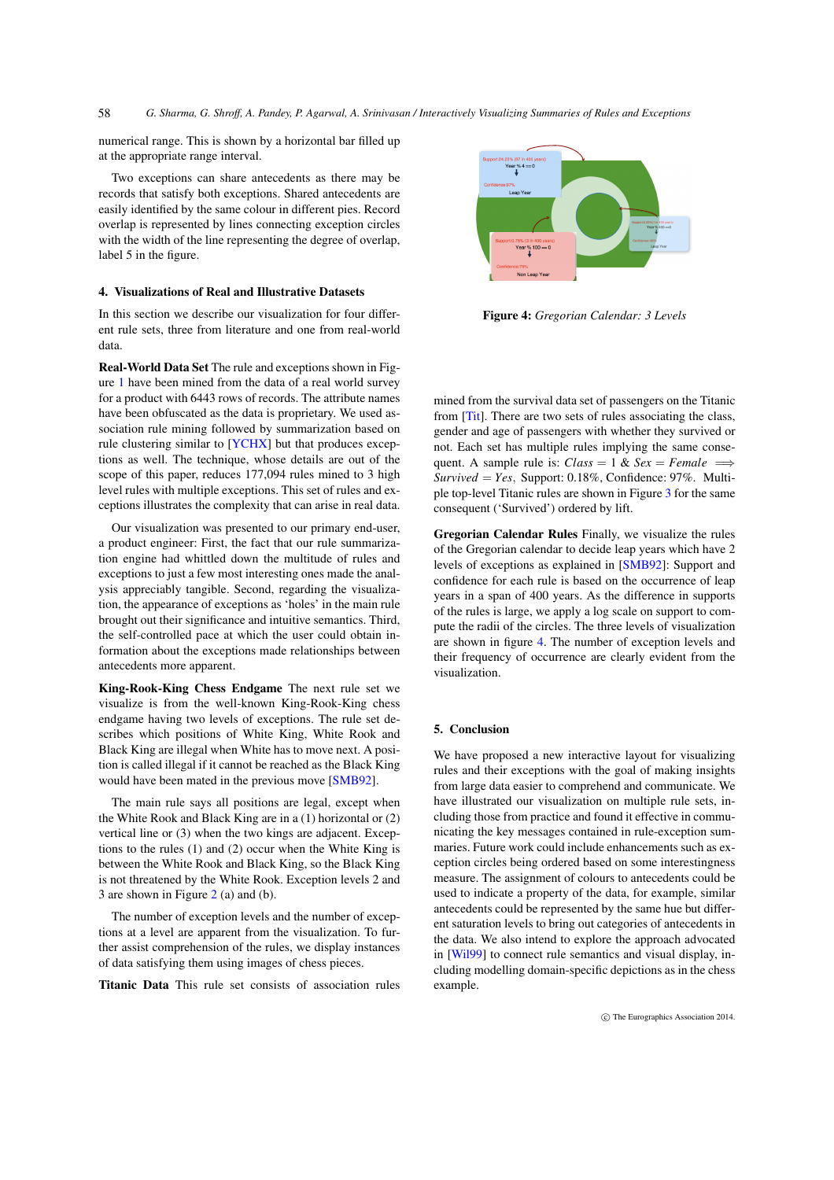numerical range. This is shown by a horizontal bar filled up at the appropriate range interval.

Two exceptions can share antecedents as there may be records that satisfy both exceptions. Shared antecedents are easily identified by the same colour in different pies. Record overlap is represented by lines connecting exception circles with the width of the line representing the degree of overlap, label 5 in the figure.

## 4. Visualizations of Real and Illustrative Datasets

In this section we describe our visualization for four different rule sets, three from literature and one from real-world data.

**Real-World Data Set** The rule and exceptions shown in Figure 1 have been mined from the data of a real world survey for a product with 6443 rows of records. The attribute names have been obfuscated as the data is proprietary. We used association rule mining followed by summarization based on rule clustering similar to [YCHX] but that produces exceptions as well. The technique, whose details are out of the scope of this paper, reduces 177,094 rules mined to 3 high level rules with multiple exceptions. This set of rules and exceptions illustrates the complexity that can arise in real data.

Our visualization was presented to our primary end-user, a product engineer: First, the fact that our rule summarization engine had whittled down the multitude of rules and exceptions to just a few most interesting ones made the analysis appreciably tangible. Second, regarding the visualization, the appearance of exceptions as 'holes' in the main rule brought out their significance and intuitive semantics. Third, the self-controlled pace at which the user could obtain information about the exceptions made relationships between antecedents more apparent.

**King-Rook-King Chess Endgame** The next rule set we visualize is from the well-known King-Rook-King chess endgame having two levels of exceptions. The rule set describes which positions of White King, White Rook and Black King are illegal when White has to move next. A position is called illegal if it cannot be reached as the Black King would have been mated in the previous move [SMB92].

The main rule says all positions are legal, except when the White Rook and Black King are in a (1) horizontal or (2) vertical line or (3) when the two kings are adjacent. Exceptions to the rules (1) and (2) occur when the White King is between the White Rook and Black King, so the Black King is not threatened by the White Rook. Exception levels 2 and 3 are shown in Figure 2 (a) and (b).

The number of exception levels and the number of exceptions at a level are apparent from the visualization. To further assist comprehension of the rules, we display instances of data satisfying them using images of chess pieces.

**Titanic Data** This rule set consists of association rules mined from the survival data set of passengers on the Titanic from [Tit]. There are two sets of rules associating the class, gender and age of passengers with whether they survived or not. Each set has multiple rules implying the same consequent. A sample rule is: $Class = 1$ & $Sex = Female \implies Survived = Yes$, Support: 0.18%, Confidence: 97%. Multiple top-level Titanic rules are shown in Figure 3 for the same consequent ('Survived') ordered by lift.

**Figure 4:** *Gregorian Calendar: 3 Levels*

**Gregorian Calendar Rules** Finally, we visualize the rules of the Gregorian calendar to decide leap years which have 2 levels of exceptions as explained in [SMB92]: Support and confidence for each rule is based on the occurrence of leap years in a span of 400 years. As the difference in supports of the rules is large, we apply a log scale on support to compute the radii of the circles. The three levels of visualization are shown in figure 4. The number of exception levels and their frequency of occurrence are clearly evident from the visualization.

## 5. Conclusion

We have proposed a new interactive layout for visualizing rules and their exceptions with the goal of making insights from large data easier to comprehend and communicate. We have illustrated our visualization on multiple rule sets, including those from practice and found it effective in communicating the key messages contained in rule-exception summaries. Future work could include enhancements such as exception circles being ordered based on some interestingness measure. The assignment of colours to antecedents could be used to indicate a property of the data, for example, similar antecedents could be represented by the same hue but different saturation levels to bring out categories of antecedents in the data. We also intend to explore the approach advocated in [Wil99] to connect rule semantics and visual display, including modelling domain-specific depictions as in the chess example.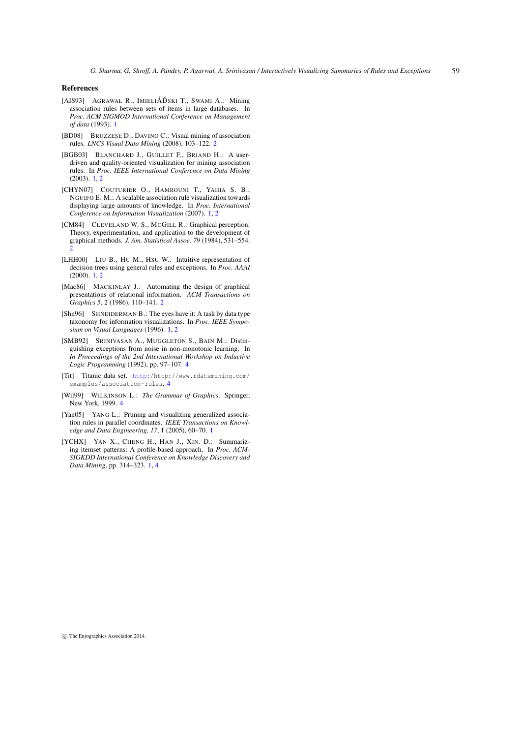## References

[AIS93] AGRAWAL R., IMIELIÅĎSKI T., SWAMI A.: Mining association rules between sets of items in large databases. In *Proc. ACM SIGMOD International Conference on Management of data* (1993). 1

[BD08] BRUZZESE D., DAVINO C.: Visual mining of association rules. *LNCS Visual Data Mining* (2008), 103–122. 2

[BGB03] BLANCHARD J., GUILLET F., BRIAND H.: A user-driven and quality-oriented visualization for mining association rules. In *Proc. IEEE International Conference on Data Mining* (2003). 1, 2

[CHYN07] COUTURIER O., HAMROUNI T., YAHIA S. B., NGUIFO E. M.: A scalable association rule visualization towards displaying large amounts of knowledge. In *Proc. International Conference on Information Visualization* (2007). 1, 2

[CM84] CLEVELAND W. S., MCGILL R.: Graphical perception: Theory, experimentation, and application to the development of graphical methods. *J. Am. Statistical Assoc. 79* (1984), 531–554. 2

[LHH00] LIU B., HU M., HSU W.: Intuitive representation of decision trees using general rules and exceptions. In *Proc. AAAI* (2000). 1, 2

[Mac86] MACKINLAY J.: Automating the design of graphical presentations of relational information. *ACM Transactions on Graphics 5*, 2 (1986), 110–141. 2

[Shn96] SHNEIDERMAN B.: The eyes have it: A task by data type taxonomy for information visualizations. In *Proc. IEEE Symposium on Visual Languages* (1996). 1, 2

[SMB92] SRINIVASAN A., MUGGLETON S., BAIN M.: Distinguishing exceptions from noise in non-monotonic learning. In *In Proceedings of the 2nd International Workshop on Inductive Logic Programming* (1992), pp. 97–107. 4

[Tit] Titanic data set. http:/http://www.rdatamining.com/examples/association-rules. 4

[Wil99] WILKINSON L.: *The Grammar of Graphics*. Springer, New York, 1999. 4

[Yan05] YANG L.: Pruning and visualizing generalized association rules in parallel coordinates. *IEEE Transactions on Knowledge and Data Engineering, 17*, 1 (2005), 60–70. 1

[YCHX] YAN X., CHENG H., HAN J., XIN. D.: Summarizing itemset patterns: A profile-based approach. In *Proc. ACM-SIGKDD International Conference on Knowledge Discovery and Data Mining*, pp. 314–323. 1, 4